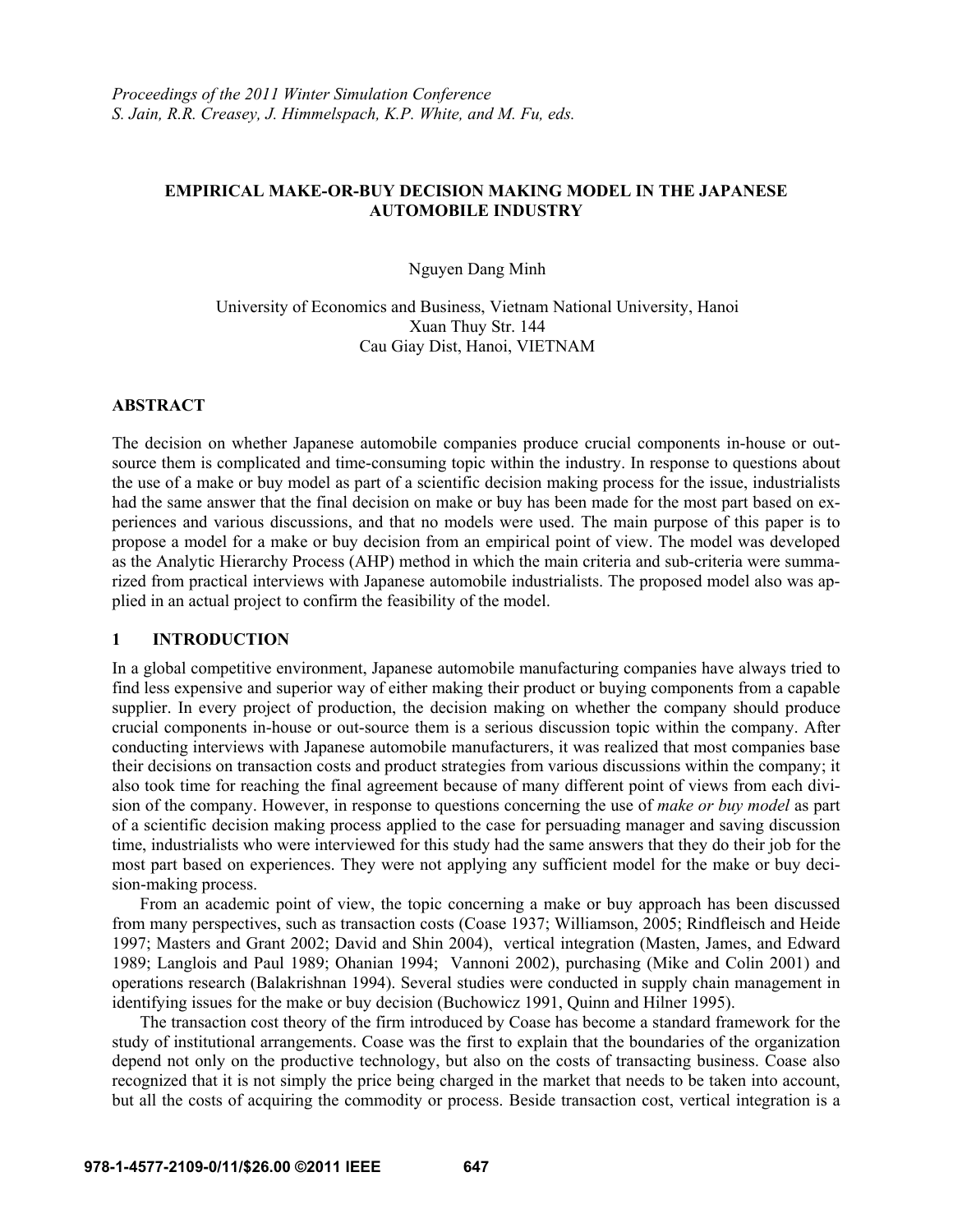*Proceedings of the 2011 Winter Simulation Conference*
*S. Jain, R.R. Creasey, J. Himmelspach, K.P. White, and M. Fu, eds.*

# EMPIRICAL MAKE-OR-BUY DECISION MAKING MODEL IN THE JAPANESE AUTOMOBILE INDUSTRY

Nguyen Dang Minh

University of Economics and Business, Vietnam National University, Hanoi
Xuan Thuy Str. 144
Cau Giay Dist, Hanoi, VIETNAM

## ABSTRACT

The decision on whether Japanese automobile companies produce crucial components in-house or out-source them is complicated and time-consuming topic within the industry. In response to questions about the use of a make or buy model as part of a scientific decision making process for the issue, industrialists had the same answer that the final decision on make or buy has been made for the most part based on experiences and various discussions, and that no models were used. The main purpose of this paper is to propose a model for a make or buy decision from an empirical point of view. The model was developed as the Analytic Hierarchy Process (AHP) method in which the main criteria and sub-criteria were summarized from practical interviews with Japanese automobile industrialists. The proposed model also was applied in an actual project to confirm the feasibility of the model.

## 1 INTRODUCTION

In a global competitive environment, Japanese automobile manufacturing companies have always tried to find less expensive and superior way of either making their product or buying components from a capable supplier. In every project of production, the decision making on whether the company should produce crucial components in-house or out-source them is a serious discussion topic within the company. After conducting interviews with Japanese automobile manufacturers, it was realized that most companies base their decisions on transaction costs and product strategies from various discussions within the company; it also took time for reaching the final agreement because of many different point of views from each division of the company. However, in response to questions concerning the use of *make or buy model* as part of a scientific decision making process applied to the case for persuading manager and saving discussion time, industrialists who were interviewed for this study had the same answers that they do their job for the most part based on experiences. They were not applying any sufficient model for the make or buy decision-making process.

From an academic point of view, the topic concerning a make or buy approach has been discussed from many perspectives, such as transaction costs (Coase 1937; Williamson, 2005; Rindfleisch and Heide 1997; Masters and Grant 2002; David and Shin 2004), vertical integration (Masten, James, and Edward 1989; Langlois and Paul 1989; Ohanian 1994; Vannoni 2002), purchasing (Mike and Colin 2001) and operations research (Balakrishnan 1994). Several studies were conducted in supply chain management in identifying issues for the make or buy decision (Buchowicz 1991, Quinn and Hilner 1995).

The transaction cost theory of the firm introduced by Coase has become a standard framework for the study of institutional arrangements. Coase was the first to explain that the boundaries of the organization depend not only on the productive technology, but also on the costs of transacting business. Coase also recognized that it is not simply the price being charged in the market that needs to be taken into account, but all the costs of acquiring the commodity or process. Beside transaction cost, vertical integration is a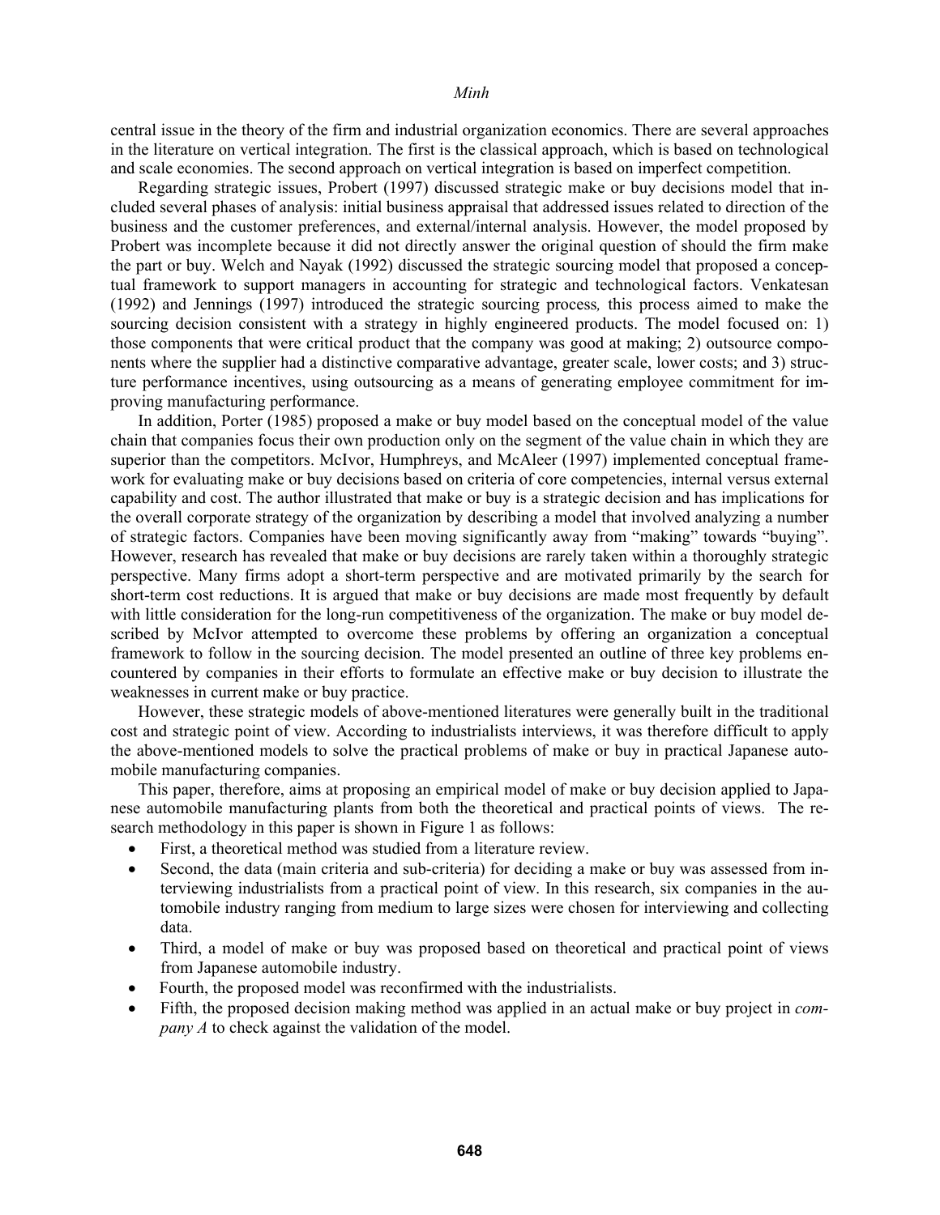central issue in the theory of the firm and industrial organization economics. There are several approaches in the literature on vertical integration. The first is the classical approach, which is based on technological and scale economies. The second approach on vertical integration is based on imperfect competition.

Regarding strategic issues, Probert (1997) discussed strategic make or buy decisions model that included several phases of analysis: initial business appraisal that addressed issues related to direction of the business and the customer preferences, and external/internal analysis. However, the model proposed by Probert was incomplete because it did not directly answer the original question of should the firm make the part or buy. Welch and Nayak (1992) discussed the strategic sourcing model that proposed a conceptual framework to support managers in accounting for strategic and technological factors. Venkatesan (1992) and Jennings (1997) introduced the strategic sourcing process*,* this process aimed to make the sourcing decision consistent with a strategy in highly engineered products. The model focused on: 1) those components that were critical product that the company was good at making; 2) outsource components where the supplier had a distinctive comparative advantage, greater scale, lower costs; and 3) structure performance incentives, using outsourcing as a means of generating employee commitment for improving manufacturing performance.

In addition, Porter (1985) proposed a make or buy model based on the conceptual model of the value chain that companies focus their own production only on the segment of the value chain in which they are superior than the competitors. McIvor, Humphreys, and McAleer (1997) implemented conceptual framework for evaluating make or buy decisions based on criteria of core competencies, internal versus external capability and cost. The author illustrated that make or buy is a strategic decision and has implications for the overall corporate strategy of the organization by describing a model that involved analyzing a number of strategic factors. Companies have been moving significantly away from "making" towards "buying". However, research has revealed that make or buy decisions are rarely taken within a thoroughly strategic perspective. Many firms adopt a short-term perspective and are motivated primarily by the search for short-term cost reductions. It is argued that make or buy decisions are made most frequently by default with little consideration for the long-run competitiveness of the organization. The make or buy model described by McIvor attempted to overcome these problems by offering an organization a conceptual framework to follow in the sourcing decision. The model presented an outline of three key problems encountered by companies in their efforts to formulate an effective make or buy decision to illustrate the weaknesses in current make or buy practice.

However, these strategic models of above-mentioned literatures were generally built in the traditional cost and strategic point of view. According to industrialists interviews, it was therefore difficult to apply the above-mentioned models to solve the practical problems of make or buy in practical Japanese automobile manufacturing companies.

This paper, therefore, aims at proposing an empirical model of make or buy decision applied to Japanese automobile manufacturing plants from both the theoretical and practical points of views. The research methodology in this paper is shown in Figure 1 as follows:

- First, a theoretical method was studied from a literature review.
- Second, the data (main criteria and sub-criteria) for deciding a make or buy was assessed from interviewing industrialists from a practical point of view. In this research, six companies in the automobile industry ranging from medium to large sizes were chosen for interviewing and collecting data.
- Third, a model of make or buy was proposed based on theoretical and practical point of views from Japanese automobile industry.
- Fourth, the proposed model was reconfirmed with the industrialists.
- Fifth, the proposed decision making method was applied in an actual make or buy project in *company A* to check against the validation of the model.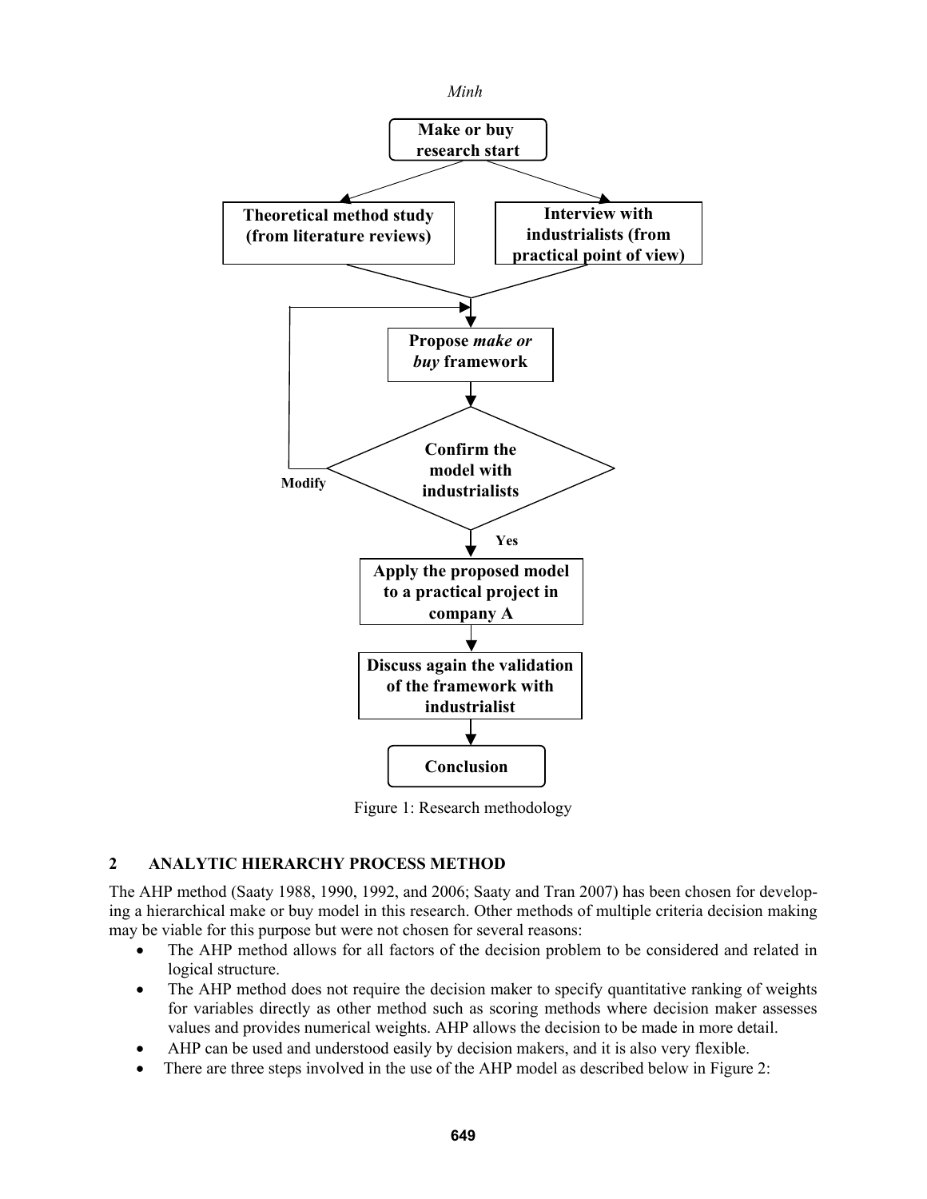Make or buy research start

Theoretical method study (from literature reviews)

Interview with industrialists (from practical point of view)

Propose *make or buy* framework

Confirm the model with industrialists

Modify

Yes

Apply the proposed model to a practical project in company A

Discuss again the validation of the framework with industrialist

Conclusion

Figure 1: Research methodology

## 2 ANALYTIC HIERARCHY PROCESS METHOD

The AHP method (Saaty 1988, 1990, 1992, and 2006; Saaty and Tran 2007) has been chosen for developing a hierarchical make or buy model in this research. Other methods of multiple criteria decision making may be viable for this purpose but were not chosen for several reasons:

- The AHP method allows for all factors of the decision problem to be considered and related in logical structure.
- The AHP method does not require the decision maker to specify quantitative ranking of weights for variables directly as other method such as scoring methods where decision maker assesses values and provides numerical weights. AHP allows the decision to be made in more detail.
- AHP can be used and understood easily by decision makers, and it is also very flexible.
- There are three steps involved in the use of the AHP model as described below in Figure 2: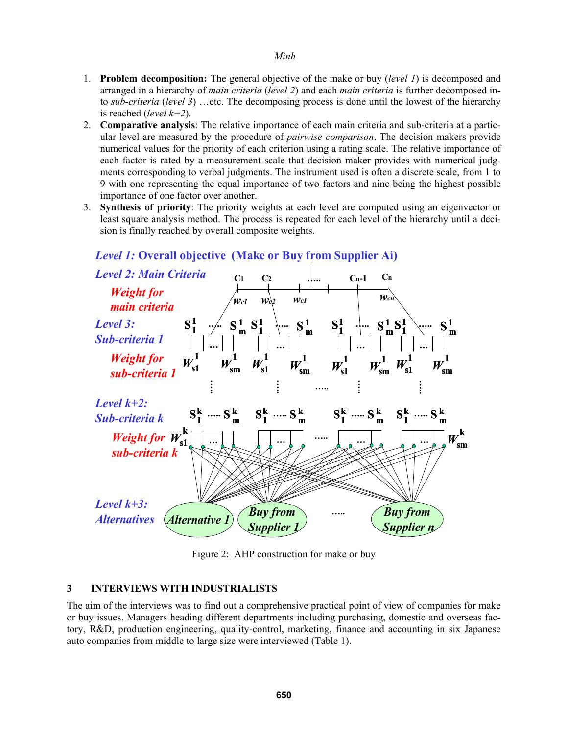1. **Problem decomposition:** The general objective of the make or buy (*level 1*) is decomposed and arranged in a hierarchy of *main criteria* (*level 2*) and each *main criteria* is further decomposed into *sub-criteria* (*level 3*) …etc. The decomposing process is done until the lowest of the hierarchy is reached (*level k+2*).
2. **Comparative analysis**: The relative importance of each main criteria and sub-criteria at a particular level are measured by the procedure of *pairwise comparison*. The decision makers provide numerical values for the priority of each criterion using a rating scale. The relative importance of each factor is rated by a measurement scale that decision maker provides with numerical judgments corresponding to verbal judgments. The instrument used is often a discrete scale, from 1 to 9 with one representing the equal importance of two factors and nine being the highest possible importance of one factor over another.
3. **Synthesis of priority**: The priority weights at each level are computed using an eigenvector or least square analysis method. The process is repeated for each level of the hierarchy until a decision is finally reached by overall composite weights.

Level 1: Overall objective (Make or Buy from Supplier Ai)

Level 2: Main Criteria

Weight for main criteria

$C_1$ $C_2$ ….. $C_{n-1}$ $C_n$

$w_{c1}$ $w_{c2}$ $w_{c1}$ $w_{cn}$

Level 3: Sub-criteria 1

$S^1_1$ ….. $S^1_m$ $S^1_1$ ….. $S^1_m$ $S^1_1$ ….. $S^1_m$ $S^1_1$ ….. $S^1_m$

Weight for sub-criteria 1

$W^1_{s1}$ $W^1_{sm}$ $W^1_{s1}$ $W^1_{sm}$ $W^1_{s1}$ $W^1_{sm}$ $W^1_{s1}$ $W^1_{sm}$

Level k+2: Sub-criteria k

$S^k_1$ ….. $S^k_m$ $S^k_1$ ….. $S^k_m$ $S^k_1$ ….. $S^k_m$ $S^k_1$ ….. $S^k_m$

Weight for sub-criteria k

$W^k_{s1}$ $W^k_{sm}$

Level k+3: Alternatives

Alternative 1 Buy from Supplier 1 ….. Buy from Supplier n

Figure 2: AHP construction for make or buy

## 3 INTERVIEWS WITH INDUSTRIALISTS

The aim of the interviews was to find out a comprehensive practical point of view of companies for make or buy issues. Managers heading different departments including purchasing, domestic and overseas factory, R&D, production engineering, quality-control, marketing, finance and accounting in six Japanese auto companies from middle to large size were interviewed (Table 1).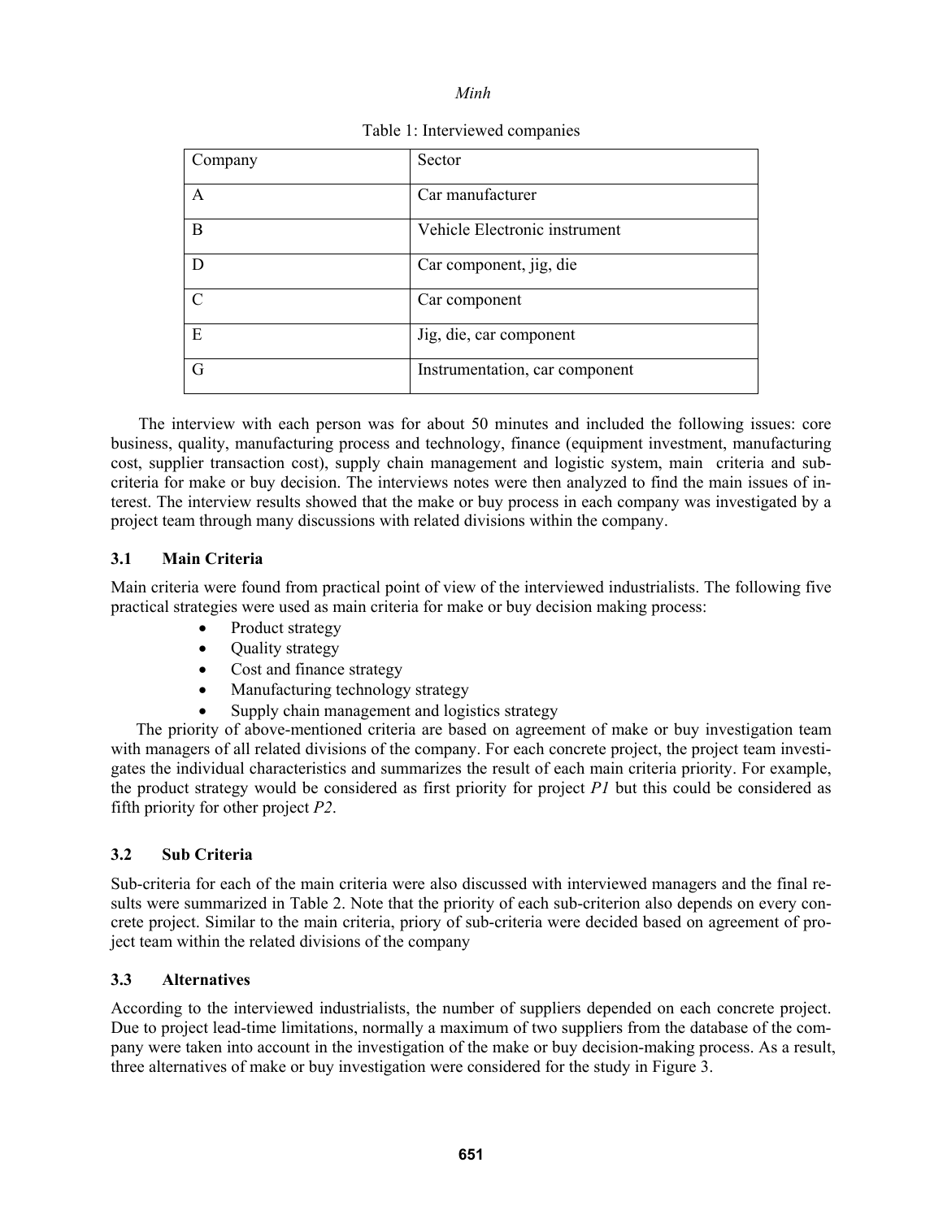Table 1: Interviewed companies

| Company | Sector |
|---|---|
| A | Car manufacturer |
| B | Vehicle Electronic instrument |
| D | Car component, jig, die |
| C | Car component |
| E | Jig, die, car component |
| G | Instrumentation, car component |

The interview with each person was for about 50 minutes and included the following issues: core business, quality, manufacturing process and technology, finance (equipment investment, manufacturing cost, supplier transaction cost), supply chain management and logistic system, main criteria and sub-criteria for make or buy decision. The interviews notes were then analyzed to find the main issues of interest. The interview results showed that the make or buy process in each company was investigated by a project team through many discussions with related divisions within the company.

### 3.1 Main Criteria

Main criteria were found from practical point of view of the interviewed industrialists. The following five practical strategies were used as main criteria for make or buy decision making process:

- Product strategy
- Quality strategy
- Cost and finance strategy
- Manufacturing technology strategy
- Supply chain management and logistics strategy

The priority of above-mentioned criteria are based on agreement of make or buy investigation team with managers of all related divisions of the company. For each concrete project, the project team investigates the individual characteristics and summarizes the result of each main criteria priority. For example, the product strategy would be considered as first priority for project *P1* but this could be considered as fifth priority for other project *P2*.

### 3.2 Sub Criteria

Sub-criteria for each of the main criteria were also discussed with interviewed managers and the final results were summarized in Table 2. Note that the priority of each sub-criterion also depends on every concrete project. Similar to the main criteria, priory of sub-criteria were decided based on agreement of project team within the related divisions of the company

### 3.3 Alternatives

According to the interviewed industrialists, the number of suppliers depended on each concrete project. Due to project lead-time limitations, normally a maximum of two suppliers from the database of the company were taken into account in the investigation of the make or buy decision-making process. As a result, three alternatives of make or buy investigation were considered for the study in Figure 3.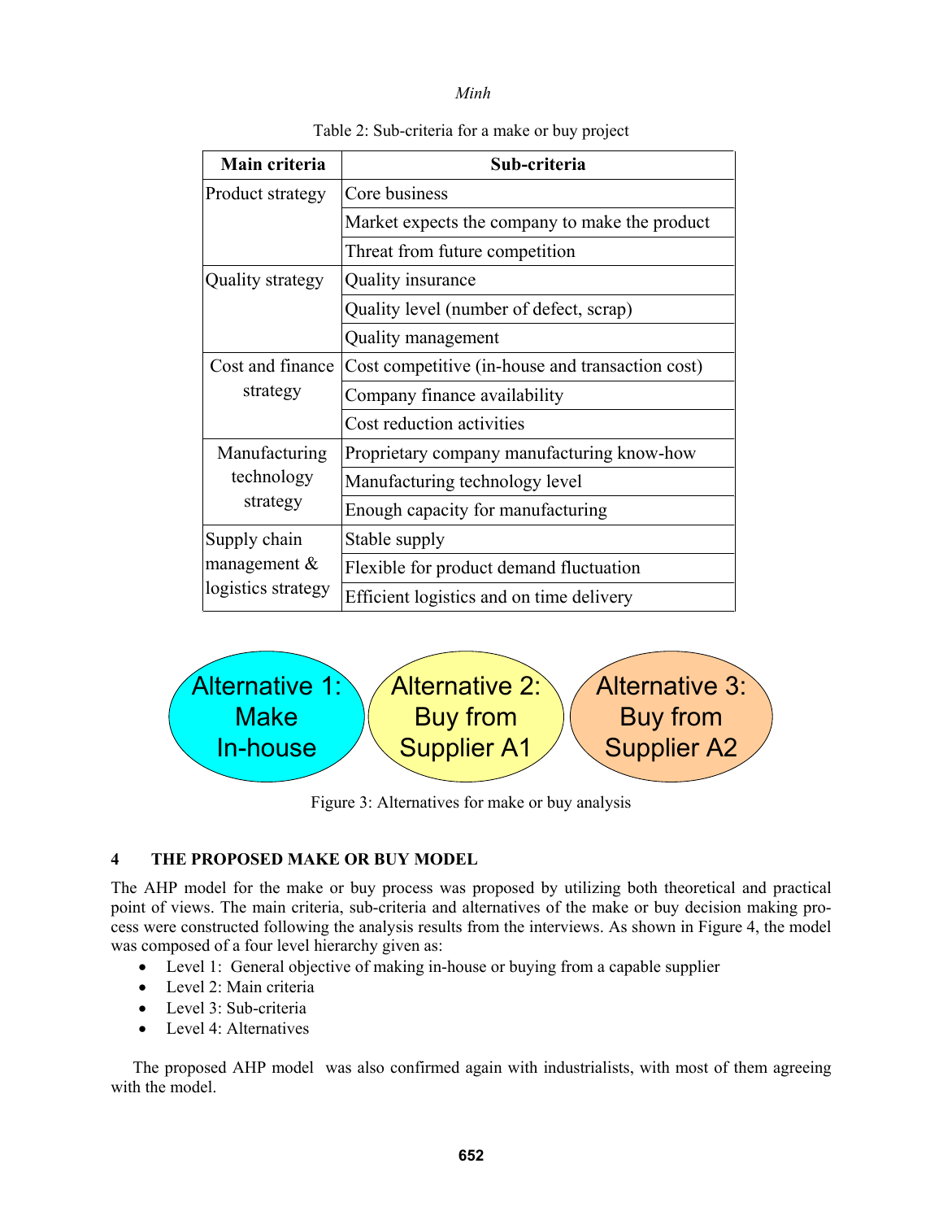Table 2: Sub-criteria for a make or buy project

| Main criteria | Sub-criteria |
|---|---|
| Product strategy | Core business |
| | Market expects the company to make the product |
| | Threat from future competition |
| Quality strategy | Quality insurance |
| | Quality level (number of defect, scrap) |
| | Quality management |
| Cost and finance strategy | Cost competitive (in-house and transaction cost) |
| | Company finance availability |
| | Cost reduction activities |
| Manufacturing technology strategy | Proprietary company manufacturing know-how |
| | Manufacturing technology level |
| | Enough capacity for manufacturing |
| Supply chain management & logistics strategy | Stable supply |
| | Flexible for product demand fluctuation |
| | Efficient logistics and on time delivery |

Alternative 1: Make In-house

Alternative 2: Buy from Supplier A1

Alternative 3: Buy from Supplier A2

Figure 3: Alternatives for make or buy analysis

## 4 THE PROPOSED MAKE OR BUY MODEL

The AHP model for the make or buy process was proposed by utilizing both theoretical and practical point of views. The main criteria, sub-criteria and alternatives of the make or buy decision making process were constructed following the analysis results from the interviews. As shown in Figure 4, the model was composed of a four level hierarchy given as:

- Level 1: General objective of making in-house or buying from a capable supplier
- Level 2: Main criteria
- Level 3: Sub-criteria
- Level 4: Alternatives

The proposed AHP model was also confirmed again with industrialists, with most of them agreeing with the model.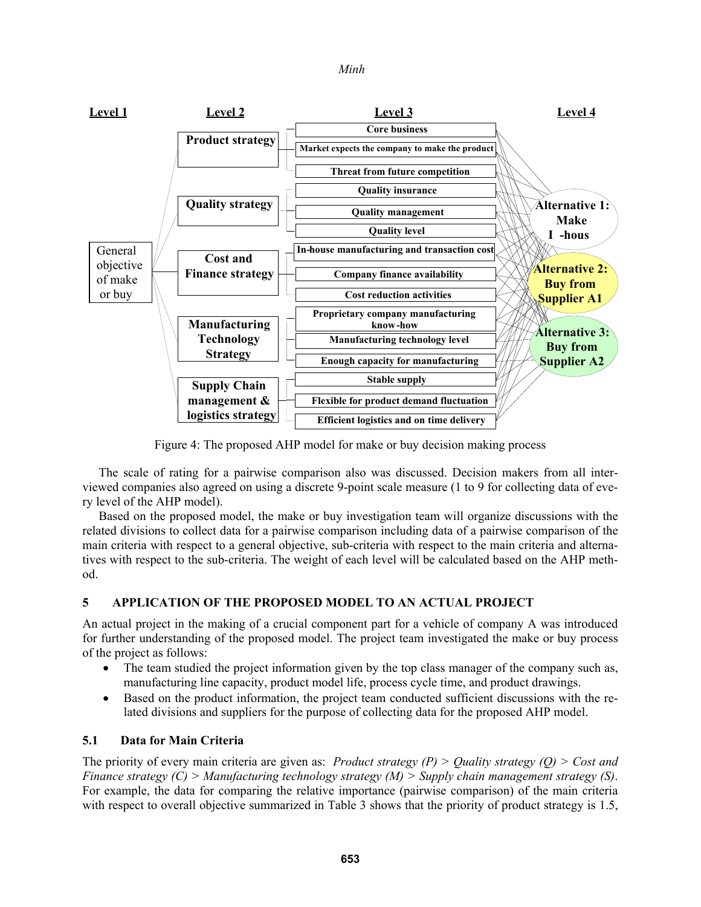Level 1

General objective of make or buy

Level 2

Product strategy

Quality strategy

Cost and Finance strategy

Manufacturing Technology Strategy

Supply Chain management & logistics strategy

Level 3

Core business

Market expects the company to make the product

Threat from future competition

Quality insurance

Quality management

Quality level

In-house manufacturing and transaction cost

Company finance availability

Cost reduction activities

Proprietary company manufacturing know-how

Manufacturing technology level

Enough capacity for manufacturing

Stable supply

Flexible for product demand fluctuation

Efficient logistics and on time delivery

Level 4

Alternative 1: Make I -hous

Alternative 2: Buy from Supplier A1

Alternative 3: Buy from Supplier A2

Figure 4: The proposed AHP model for make or buy decision making process

The scale of rating for a pairwise comparison also was discussed. Decision makers from all interviewed companies also agreed on using a discrete 9-point scale measure (1 to 9 for collecting data of every level of the AHP model).

Based on the proposed model, the make or buy investigation team will organize discussions with the related divisions to collect data for a pairwise comparison including data of a pairwise comparison of the main criteria with respect to a general objective, sub-criteria with respect to the main criteria and alternatives with respect to the sub-criteria. The weight of each level will be calculated based on the AHP method.

## 5 APPLICATION OF THE PROPOSED MODEL TO AN ACTUAL PROJECT

An actual project in the making of a crucial component part for a vehicle of company A was introduced for further understanding of the proposed model. The project team investigated the make or buy process of the project as follows:

- The team studied the project information given by the top class manager of the company such as, manufacturing line capacity, product model life, process cycle time, and product drawings.
- Based on the product information, the project team conducted sufficient discussions with the related divisions and suppliers for the purpose of collecting data for the proposed AHP model.

### 5.1 Data for Main Criteria

The priority of every main criteria are given as: *Product strategy (P) > Quality strategy (Q) > Cost and Finance strategy (C) > Manufacturing technology strategy (M) > Supply chain management strategy (S)*. For example, the data for comparing the relative importance (pairwise comparison) of the main criteria with respect to overall objective summarized in Table 3 shows that the priority of product strategy is 1.5,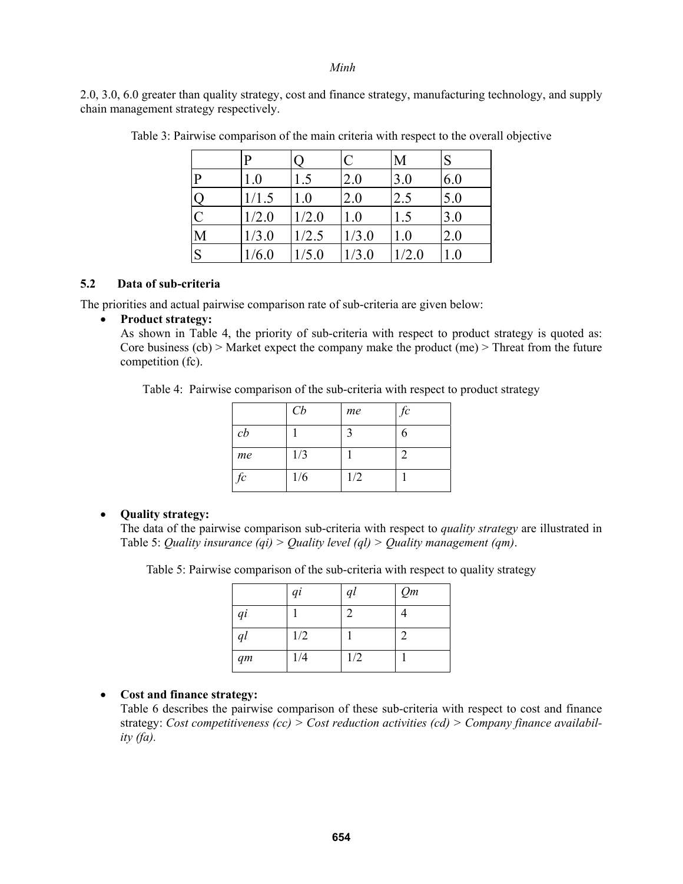2.0, 3.0, 6.0 greater than quality strategy, cost and finance strategy, manufacturing technology, and supply chain management strategy respectively.

Table 3: Pairwise comparison of the main criteria with respect to the overall objective

| | P | Q | C | M | S |
|---|---|---|---|---|---|
| P | 1.0 | 1.5 | 2.0 | 3.0 | 6.0 |
| Q | 1/1.5 | 1.0 | 2.0 | 2.5 | 5.0 |
| C | 1/2.0 | 1/2.0 | 1.0 | 1.5 | 3.0 |
| M | 1/3.0 | 1/2.5 | 1/3.0 | 1.0 | 2.0 |
| S | 1/6.0 | 1/5.0 | 1/3.0 | 1/2.0 | 1.0 |

### 5.2 Data of sub-criteria

The priorities and actual pairwise comparison rate of sub-criteria are given below:

- **Product strategy:**
  As shown in Table 4, the priority of sub-criteria with respect to product strategy is quoted as: Core business (cb) > Market expect the company make the product (me) > Threat from the future competition (fc).

Table 4: Pairwise comparison of the sub-criteria with respect to product strategy

| | *Cb* | *me* | *fc* |
|---|---|---|---|
| *cb* | 1 | 3 | 6 |
| *me* | 1/3 | 1 | 2 |
| *fc* | 1/6 | 1/2 | 1 |

- **Quality strategy:**
  The data of the pairwise comparison sub-criteria with respect to *quality strategy* are illustrated in Table 5: *Quality insurance (qi) > Quality level (ql) > Quality management (qm)*.

Table 5: Pairwise comparison of the sub-criteria with respect to quality strategy

| | *qi* | *ql* | *Qm* |
|---|---|---|---|
| *qi* | 1 | 2 | 4 |
| *ql* | 1/2 | 1 | 2 |
| *qm* | 1/4 | 1/2 | 1 |

- **Cost and finance strategy:**
  Table 6 describes the pairwise comparison of these sub-criteria with respect to cost and finance strategy: *Cost competitiveness (cc) > Cost reduction activities (cd) > Company finance availability (fa).*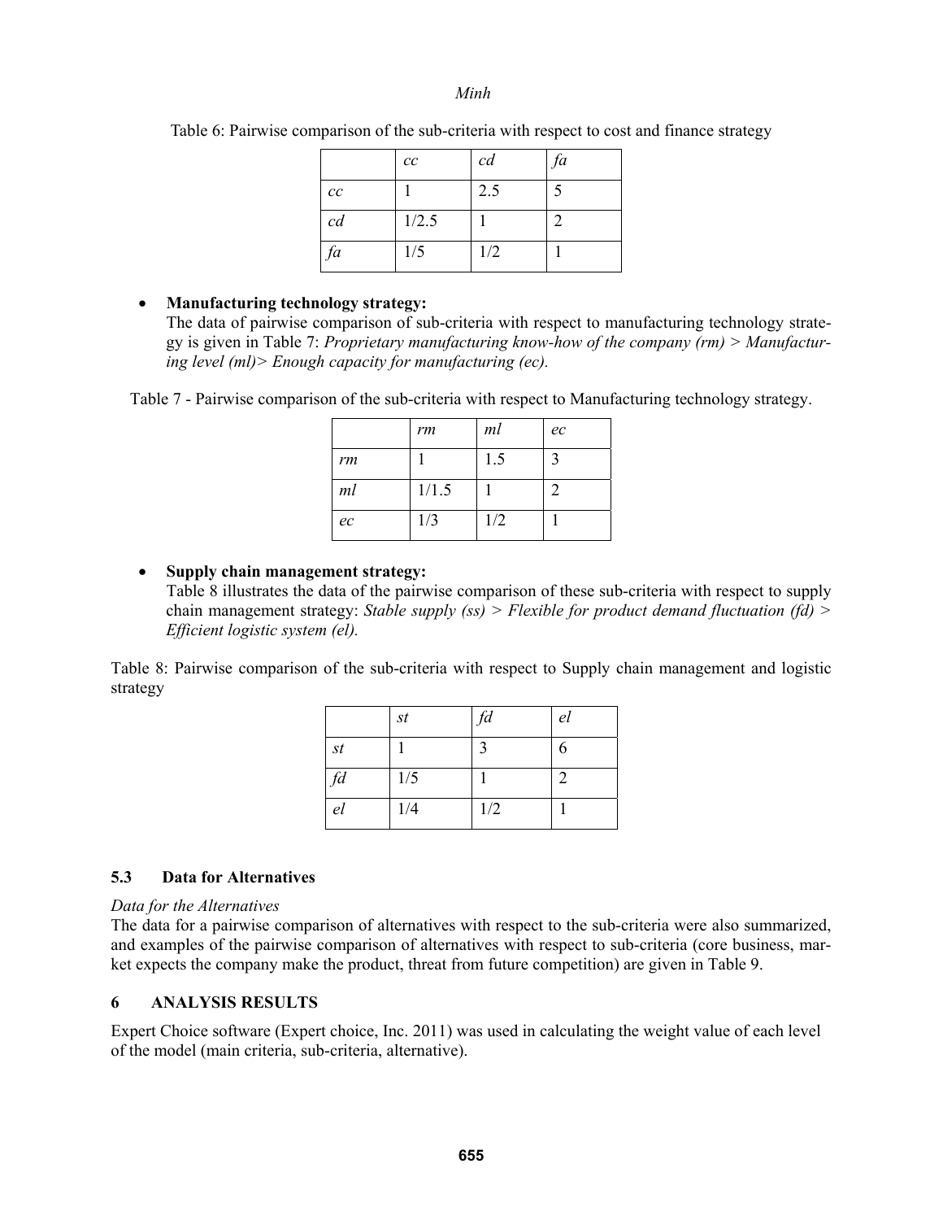Table 6: Pairwise comparison of the sub-criteria with respect to cost and finance strategy

| | *cc* | *cd* | *fa* |
|---|---|---|---|
| *cc* | 1 | 2.5 | 5 |
| *cd* | 1/2.5 | 1 | 2 |
| *fa* | 1/5 | 1/2 | 1 |

- **Manufacturing technology strategy:**
  The data of pairwise comparison of sub-criteria with respect to manufacturing technology strategy is given in Table 7: *Proprietary manufacturing know-how of the company (rm) > Manufacturing level (ml)> Enough capacity for manufacturing (ec).*

Table 7 - Pairwise comparison of the sub-criteria with respect to Manufacturing technology strategy.

| | *rm* | *ml* | *ec* |
|---|---|---|---|
| *rm* | 1 | 1.5 | 3 |
| *ml* | 1/1.5 | 1 | 2 |
| *ec* | 1/3 | 1/2 | 1 |

- **Supply chain management strategy:**
  Table 8 illustrates the data of the pairwise comparison of these sub-criteria with respect to supply chain management strategy: *Stable supply (ss) > Flexible for product demand fluctuation (fd) > Efficient logistic system (el).*

Table 8: Pairwise comparison of the sub-criteria with respect to Supply chain management and logistic strategy

| | *st* | *fd* | *el* |
|---|---|---|---|
| *st* | 1 | 3 | 6 |
| *fd* | 1/5 | 1 | 2 |
| *el* | 1/4 | 1/2 | 1 |

### 5.3 Data for Alternatives

*Data for the Alternatives*

The data for a pairwise comparison of alternatives with respect to the sub-criteria were also summarized, and examples of the pairwise comparison of alternatives with respect to sub-criteria (core business, market expects the company make the product, threat from future competition) are given in Table 9.

## 6 ANALYSIS RESULTS

Expert Choice software (Expert choice, Inc. 2011) was used in calculating the weight value of each level of the model (main criteria, sub-criteria, alternative).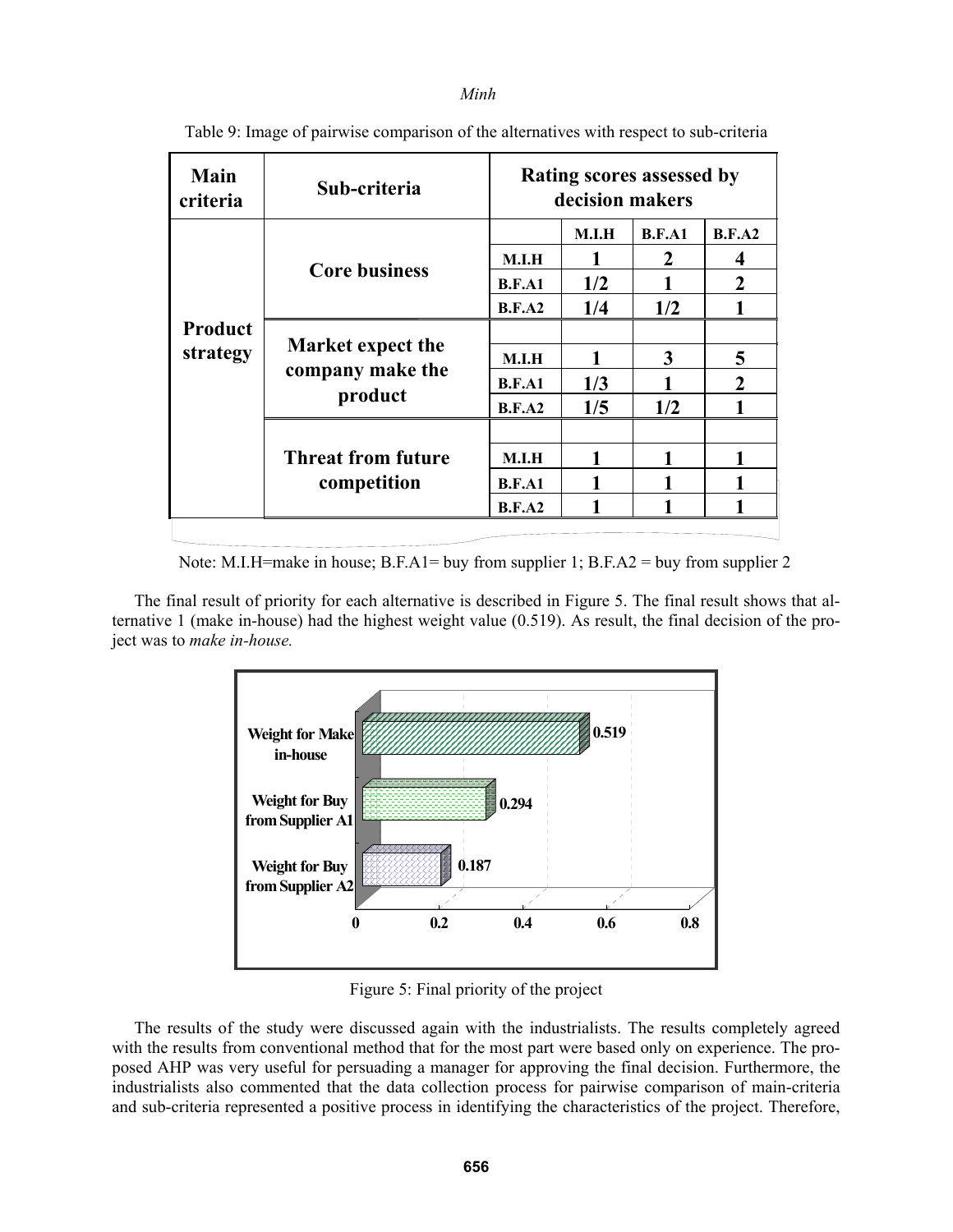Table 9: Image of pairwise comparison of the alternatives with respect to sub-criteria

| Main criteria | Sub-criteria | Rating scores assessed by decision makers | | | |
|---|---|---|---|---|---|
| | | | M.I.H | B.F.A1 | B.F.A2 |
| Product strategy | Core business | M.I.H | 1 | 2 | 4 |
| | | B.F.A1 | 1/2 | 1 | 2 |
| | | B.F.A2 | 1/4 | 1/2 | 1 |
| | Market expect the company make the product | | | | |
| | | M.I.H | 1 | 3 | 5 |
| | | B.F.A1 | 1/3 | 1 | 2 |
| | | B.F.A2 | 1/5 | 1/2 | 1 |
| | Threat from future competition | | | | |
| | | M.I.H | 1 | 1 | 1 |
| | | B.F.A1 | 1 | 1 | 1 |
| | | B.F.A2 | 1 | 1 | 1 |

Note: M.I.H=make in house; B.F.A1= buy from supplier 1; B.F.A2 = buy from supplier 2

The final result of priority for each alternative is described in Figure 5. The final result shows that alternative 1 (make in-house) had the highest weight value (0.519). As result, the final decision of the project was to *make in-house.*

Weight for Make in-house
0.519
Weight for Buy from Supplier A1
0.294
Weight for Buy from Supplier A2
0.187
0
0.2
0.4
0.6
0.8

Figure 5: Final priority of the project

The results of the study were discussed again with the industrialists. The results completely agreed with the results from conventional method that for the most part were based only on experience. The proposed AHP was very useful for persuading a manager for approving the final decision. Furthermore, the industrialists also commented that the data collection process for pairwise comparison of main-criteria and sub-criteria represented a positive process in identifying the characteristics of the project. Therefore,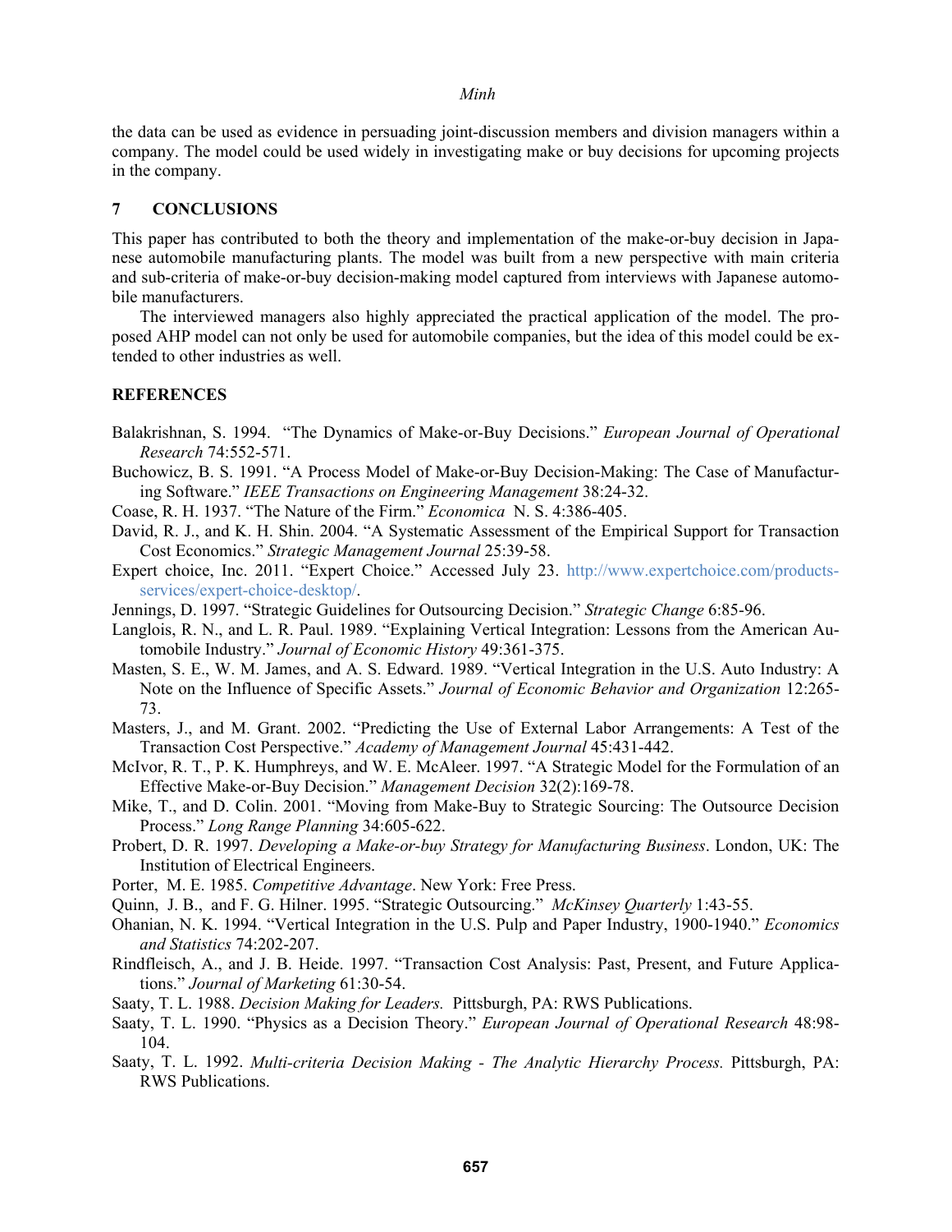the data can be used as evidence in persuading joint-discussion members and division managers within a company. The model could be used widely in investigating make or buy decisions for upcoming projects in the company.

## 7 CONCLUSIONS

This paper has contributed to both the theory and implementation of the make-or-buy decision in Japanese automobile manufacturing plants. The model was built from a new perspective with main criteria and sub-criteria of make-or-buy decision-making model captured from interviews with Japanese automobile manufacturers.

The interviewed managers also highly appreciated the practical application of the model. The proposed AHP model can not only be used for automobile companies, but the idea of this model could be extended to other industries as well.

## REFERENCES

Balakrishnan, S. 1994. "The Dynamics of Make-or-Buy Decisions." *European Journal of Operational Research* 74:552-571.

Buchowicz, B. S. 1991. "A Process Model of Make-or-Buy Decision-Making: The Case of Manufacturing Software." *IEEE Transactions on Engineering Management* 38:24-32.

Coase, R. H. 1937. "The Nature of the Firm." *Economica* N. S. 4:386-405.

David, R. J., and K. H. Shin. 2004. "A Systematic Assessment of the Empirical Support for Transaction Cost Economics." *Strategic Management Journal* 25:39-58.

Expert choice, Inc. 2011. "Expert Choice." Accessed July 23. http://www.expertchoice.com/products-services/expert-choice-desktop/.

Jennings, D. 1997. "Strategic Guidelines for Outsourcing Decision." *Strategic Change* 6:85-96.

Langlois, R. N., and L. R. Paul. 1989. "Explaining Vertical Integration: Lessons from the American Automobile Industry." *Journal of Economic History* 49:361-375.

Masten, S. E., W. M. James, and A. S. Edward. 1989. "Vertical Integration in the U.S. Auto Industry: A Note on the Influence of Specific Assets." *Journal of Economic Behavior and Organization* 12:265-73.

Masters, J., and M. Grant. 2002. "Predicting the Use of External Labor Arrangements: A Test of the Transaction Cost Perspective." *Academy of Management Journal* 45:431-442.

McIvor, R. T., P. K. Humphreys, and W. E. McAleer. 1997. "A Strategic Model for the Formulation of an Effective Make-or-Buy Decision." *Management Decision* 32(2):169-78.

Mike, T., and D. Colin. 2001. "Moving from Make-Buy to Strategic Sourcing: The Outsource Decision Process." *Long Range Planning* 34:605-622.

Probert, D. R. 1997. *Developing a Make-or-buy Strategy for Manufacturing Business*. London, UK: The Institution of Electrical Engineers.

Porter, M. E. 1985. *Competitive Advantage*. New York: Free Press.

Quinn, J. B., and F. G. Hilner. 1995. "Strategic Outsourcing." *McKinsey Quarterly* 1:43-55.

Ohanian, N. K. 1994. "Vertical Integration in the U.S. Pulp and Paper Industry, 1900-1940." *Economics and Statistics* 74:202-207.

Rindfleisch, A., and J. B. Heide. 1997. "Transaction Cost Analysis: Past, Present, and Future Applications." *Journal of Marketing* 61:30-54.

Saaty, T. L. 1988. *Decision Making for Leaders.* Pittsburgh, PA: RWS Publications.

Saaty, T. L. 1990. "Physics as a Decision Theory." *European Journal of Operational Research* 48:98-104.

Saaty, T. L. 1992. *Multi-criteria Decision Making - The Analytic Hierarchy Process.* Pittsburgh, PA: RWS Publications.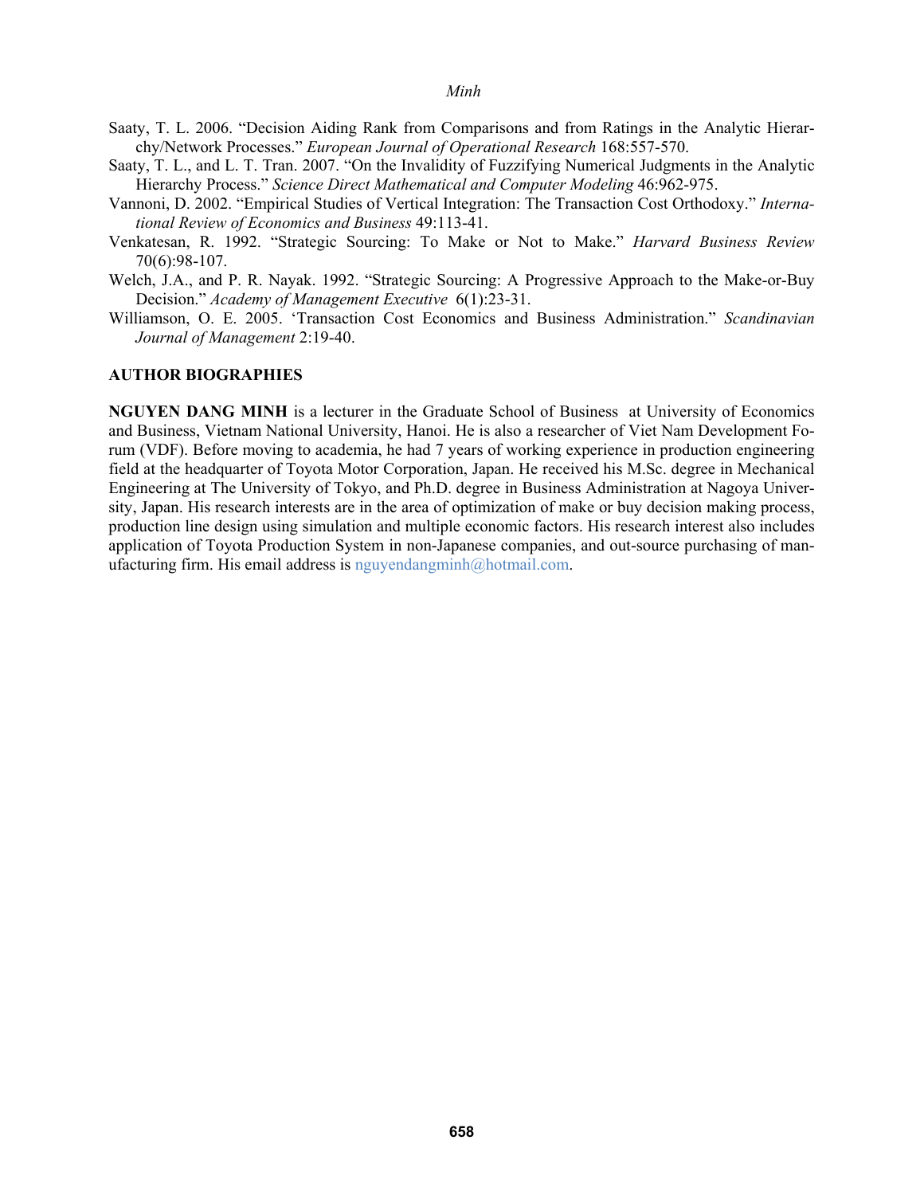Saaty, T. L. 2006. "Decision Aiding Rank from Comparisons and from Ratings in the Analytic Hierarchy/Network Processes." *European Journal of Operational Research* 168:557-570.

Saaty, T. L., and L. T. Tran. 2007. "On the Invalidity of Fuzzifying Numerical Judgments in the Analytic Hierarchy Process." *Science Direct Mathematical and Computer Modeling* 46:962-975.

Vannoni, D. 2002. "Empirical Studies of Vertical Integration: The Transaction Cost Orthodoxy." *International Review of Economics and Business* 49:113-41.

Venkatesan, R. 1992. "Strategic Sourcing: To Make or Not to Make." *Harvard Business Review* 70(6):98-107.

Welch, J.A., and P. R. Nayak. 1992. "Strategic Sourcing: A Progressive Approach to the Make-or-Buy Decision." *Academy of Management Executive* 6(1):23-31.

Williamson, O. E. 2005. 'Transaction Cost Economics and Business Administration." *Scandinavian Journal of Management* 2:19-40.

## AUTHOR BIOGRAPHIES

**NGUYEN DANG MINH** is a lecturer in the Graduate School of Business at University of Economics and Business, Vietnam National University, Hanoi. He is also a researcher of Viet Nam Development Forum (VDF). Before moving to academia, he had 7 years of working experience in production engineering field at the headquarter of Toyota Motor Corporation, Japan. He received his M.Sc. degree in Mechanical Engineering at The University of Tokyo, and Ph.D. degree in Business Administration at Nagoya University, Japan. His research interests are in the area of optimization of make or buy decision making process, production line design using simulation and multiple economic factors. His research interest also includes application of Toyota Production System in non-Japanese companies, and out-source purchasing of manufacturing firm. His email address is nguyendangminh@hotmail.com.